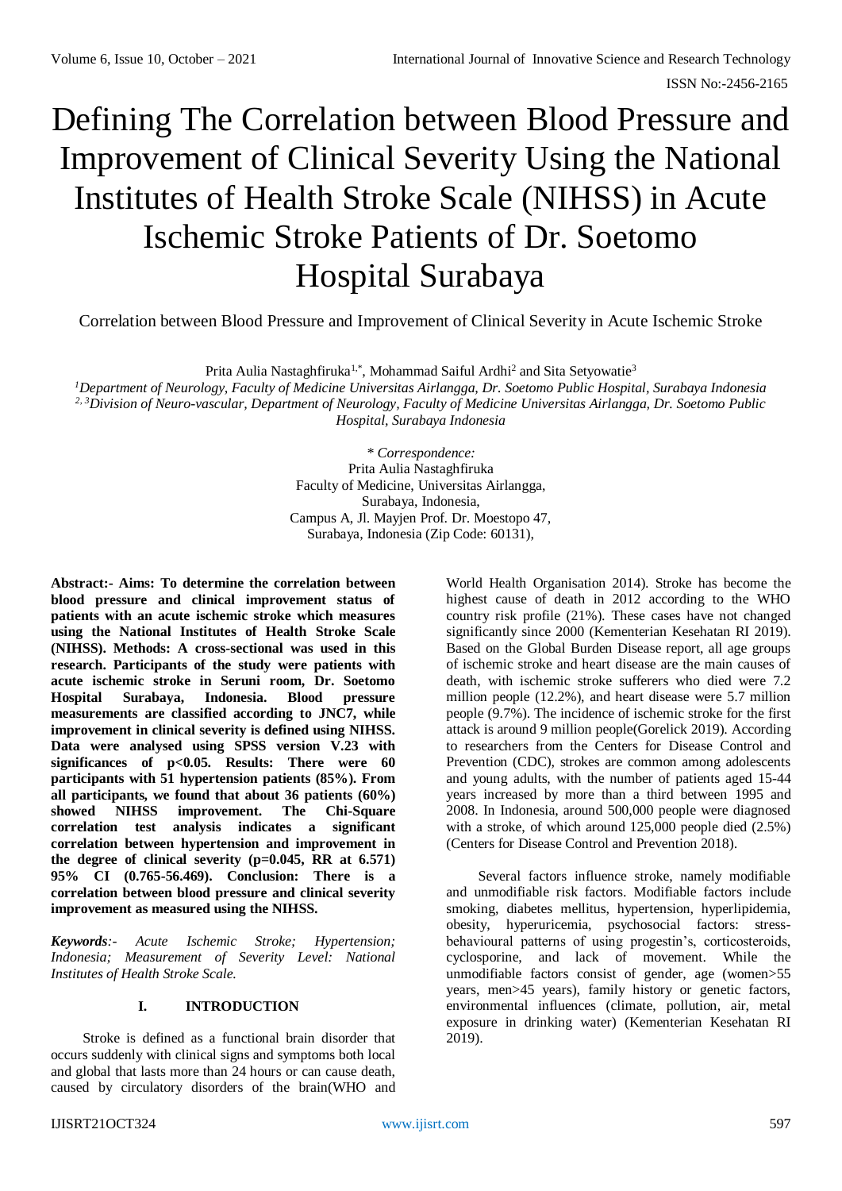# Defining The Correlation between Blood Pressure and Improvement of Clinical Severity Using the National Institutes of Health Stroke Scale (NIHSS) in Acute Ischemic Stroke Patients of Dr. Soetomo Hospital Surabaya

Correlation between Blood Pressure and Improvement of Clinical Severity in Acute Ischemic Stroke

Prita Aulia Nastaghfiruka[1,*], Mohammad Saiful Ardhi[2] and Sita Setyowatie[3]

[1]*Department of Neurology, Faculty of Medicine Universitas Airlangga, Dr. Soetomo Public Hospital, Surabaya Indonesia*
[2, 3]*Division of Neuro-vascular, Department of Neurology, Faculty of Medicine Universitas Airlangga, Dr. Soetomo Public Hospital, Surabaya Indonesia*

\* *Correspondence:*
Prita Aulia Nastaghfiruka
Faculty of Medicine, Universitas Airlangga,
Surabaya, Indonesia,
Campus A, Jl. Mayjen Prof. Dr. Moestopo 47,
Surabaya, Indonesia (Zip Code: 60131),

**Abstract:- Aims: To determine the correlation between blood pressure and clinical improvement status of patients with an acute ischemic stroke which measures using the National Institutes of Health Stroke Scale (NIHSS). Methods: A cross-sectional was used in this research. Participants of the study were patients with acute ischemic stroke in Seruni room, Dr. Soetomo Hospital Surabaya, Indonesia. Blood pressure measurements are classified according to JNC7, while improvement in clinical severity is defined using NIHSS. Data were analysed using SPSS version V.23 with significances of p<0.05. Results: There were 60 participants with 51 hypertension patients (85%). From all participants, we found that about 36 patients (60%) showed NIHSS improvement. The Chi-Square correlation test analysis indicates a significant correlation between hypertension and improvement in the degree of clinical severity (p=0.045, RR at 6.571) 95% CI (0.765-56.469). Conclusion: There is a correlation between blood pressure and clinical severity improvement as measured using the NIHSS.**

***Keywords****:- Acute Ischemic Stroke; Hypertension; Indonesia; Measurement of Severity Level: National Institutes of Health Stroke Scale.*

## I. INTRODUCTION

Stroke is defined as a functional brain disorder that occurs suddenly with clinical signs and symptoms both local and global that lasts more than 24 hours or can cause death, caused by circulatory disorders of the brain(WHO and World Health Organisation 2014). Stroke has become the highest cause of death in 2012 according to the WHO country risk profile (21%). These cases have not changed significantly since 2000 (Kementerian Kesehatan RI 2019). Based on the Global Burden Disease report, all age groups of ischemic stroke and heart disease are the main causes of death, with ischemic stroke sufferers who died were 7.2 million people (12.2%), and heart disease were 5.7 million people (9.7%). The incidence of ischemic stroke for the first attack is around 9 million people(Gorelick 2019). According to researchers from the Centers for Disease Control and Prevention (CDC), strokes are common among adolescents and young adults, with the number of patients aged 15-44 years increased by more than a third between 1995 and 2008. In Indonesia, around 500,000 people were diagnosed with a stroke, of which around 125,000 people died (2.5%) (Centers for Disease Control and Prevention 2018).

Several factors influence stroke, namely modifiable and unmodifiable risk factors. Modifiable factors include smoking, diabetes mellitus, hypertension, hyperlipidemia, obesity, hyperuricemia, psychosocial factors: stress-behavioural patterns of using progestin's, corticosteroids, cyclosporine, and lack of movement. While the unmodifiable factors consist of gender, age (women>55 years, men>45 years), family history or genetic factors, environmental influences (climate, pollution, air, metal exposure in drinking water) (Kementerian Kesehatan RI 2019).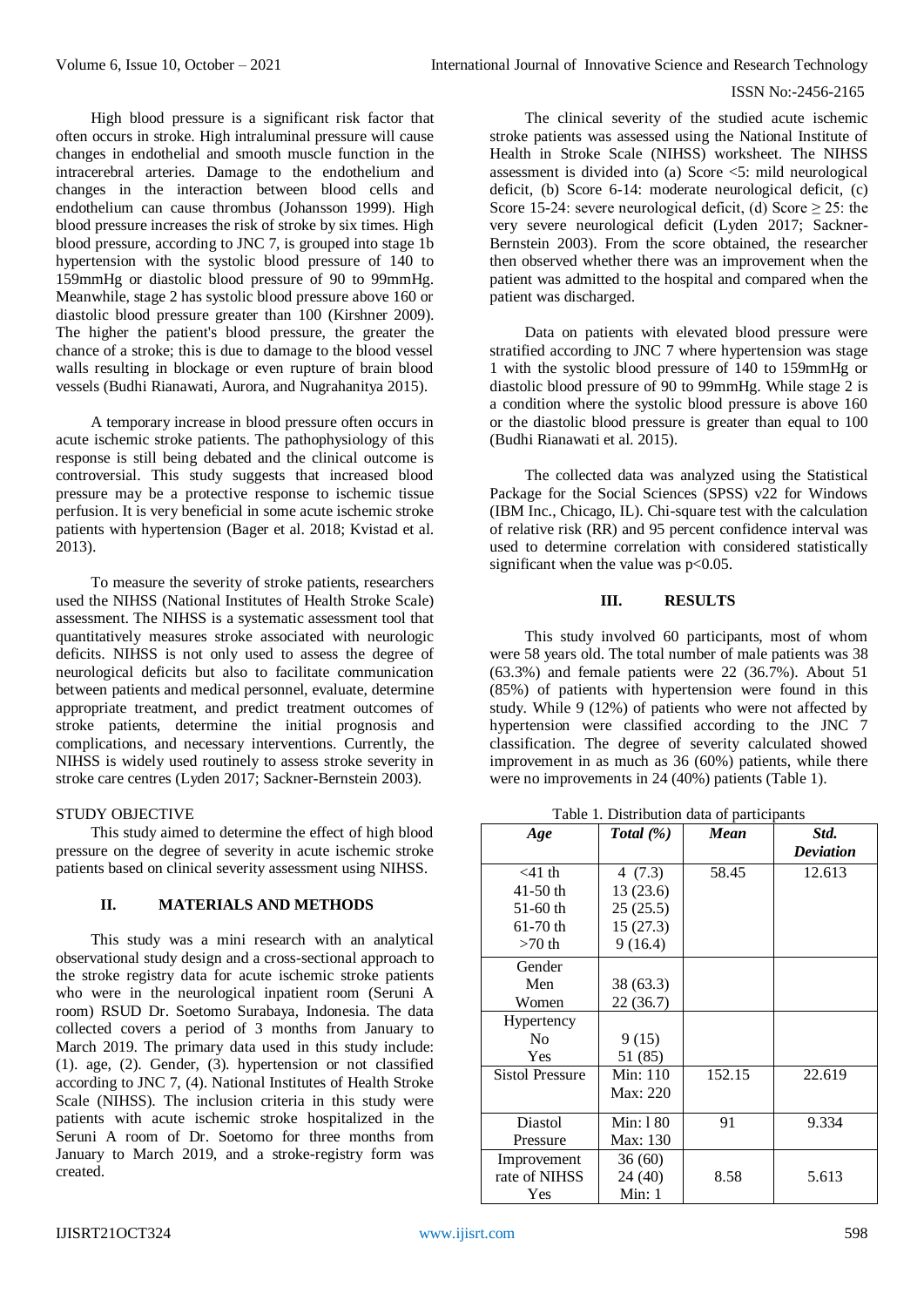High blood pressure is a significant risk factor that often occurs in stroke. High intraluminal pressure will cause changes in endothelial and smooth muscle function in the intracerebral arteries. Damage to the endothelium and changes in the interaction between blood cells and endothelium can cause thrombus (Johansson 1999). High blood pressure increases the risk of stroke by six times. High blood pressure, according to JNC 7, is grouped into stage 1b hypertension with the systolic blood pressure of 140 to 159mmHg or diastolic blood pressure of 90 to 99mmHg. Meanwhile, stage 2 has systolic blood pressure above 160 or diastolic blood pressure greater than 100 (Kirshner 2009). The higher the patient's blood pressure, the greater the chance of a stroke; this is due to damage to the blood vessel walls resulting in blockage or even rupture of brain blood vessels (Budhi Rianawati, Aurora, and Nugrahanitya 2015).

A temporary increase in blood pressure often occurs in acute ischemic stroke patients. The pathophysiology of this response is still being debated and the clinical outcome is controversial. This study suggests that increased blood pressure may be a protective response to ischemic tissue perfusion. It is very beneficial in some acute ischemic stroke patients with hypertension (Bager et al. 2018; Kvistad et al. 2013).

To measure the severity of stroke patients, researchers used the NIHSS (National Institutes of Health Stroke Scale) assessment. The NIHSS is a systematic assessment tool that quantitatively measures stroke associated with neurologic deficits. NIHSS is not only used to assess the degree of neurological deficits but also to facilitate communication between patients and medical personnel, evaluate, determine appropriate treatment, and predict treatment outcomes of stroke patients, determine the initial prognosis and complications, and necessary interventions. Currently, the NIHSS is widely used routinely to assess stroke severity in stroke care centres (Lyden 2017; Sackner-Bernstein 2003).

## STUDY OBJECTIVE

This study aimed to determine the effect of high blood pressure on the degree of severity in acute ischemic stroke patients based on clinical severity assessment using NIHSS.

## II. MATERIALS AND METHODS

This study was a mini research with an analytical observational study design and a cross-sectional approach to the stroke registry data for acute ischemic stroke patients who were in the neurological inpatient room (Seruni A room) RSUD Dr. Soetomo Surabaya, Indonesia. The data collected covers a period of 3 months from January to March 2019. The primary data used in this study include: (1). age, (2). Gender, (3). hypertension or not classified according to JNC 7, (4). National Institutes of Health Stroke Scale (NIHSS). The inclusion criteria in this study were patients with acute ischemic stroke hospitalized in the Seruni A room of Dr. Soetomo for three months from January to March 2019, and a stroke-registry form was created.

The clinical severity of the studied acute ischemic stroke patients was assessed using the National Institute of Health in Stroke Scale (NIHSS) worksheet. The NIHSS assessment is divided into (a) Score <5: mild neurological deficit, (b) Score 6-14: moderate neurological deficit, (c) Score 15-24: severe neurological deficit, (d) Score $\geq 25$: the very severe neurological deficit (Lyden 2017; Sackner-Bernstein 2003). From the score obtained, the researcher then observed whether there was an improvement when the patient was admitted to the hospital and compared when the patient was discharged.

Data on patients with elevated blood pressure were stratified according to JNC 7 where hypertension was stage 1 with the systolic blood pressure of 140 to 159mmHg or diastolic blood pressure of 90 to 99mmHg. While stage 2 is a condition where the systolic blood pressure is above 160 or the diastolic blood pressure is greater than equal to 100 (Budhi Rianawati et al. 2015).

The collected data was analyzed using the Statistical Package for the Social Sciences (SPSS) v22 for Windows (IBM Inc., Chicago, IL). Chi-square test with the calculation of relative risk (RR) and 95 percent confidence interval was used to determine correlation with considered statistically significant when the value was $p<0.05$.

## III. RESULTS

This study involved 60 participants, most of whom were 58 years old. The total number of male patients was 38 (63.3%) and female patients were 22 (36.7%). About 51 (85%) of patients with hypertension were found in this study. While 9 (12%) of patients who were not affected by hypertension were classified according to the JNC 7 classification. The degree of severity calculated showed improvement in as much as 36 (60%) patients, while there were no improvements in 24 (40%) patients (Table 1).

Table 1. Distribution data of participants

| *Age* | *Total (%)* | *Mean* | *Std. Deviation* |
|---|---|---|---|
| <41 th<br>41-50 th<br>51-60 th<br>61-70 th<br>>70 th | 4 (7.3)<br>13 (23.6)<br>25 (25.5)<br>15 (27.3)<br>9 (16.4) | 58.45 | 12.613 |
| Gender<br>Men<br>Women | <br>38 (63.3)<br>22 (36.7) | | |
| Hypertency<br>No<br>Yes | <br>9 (15)<br>51 (85) | | |
| Sistol Pressure | Min: 110<br>Max: 220 | 152.15 | 22.619 |
| Diastol Pressure | Min: l 80<br>Max: 130 | 91 | 9.334 |
| Improvement rate of NIHSS Yes | 36 (60)<br>24 (40)<br>Min: 1 | 8.58 | 5.613 |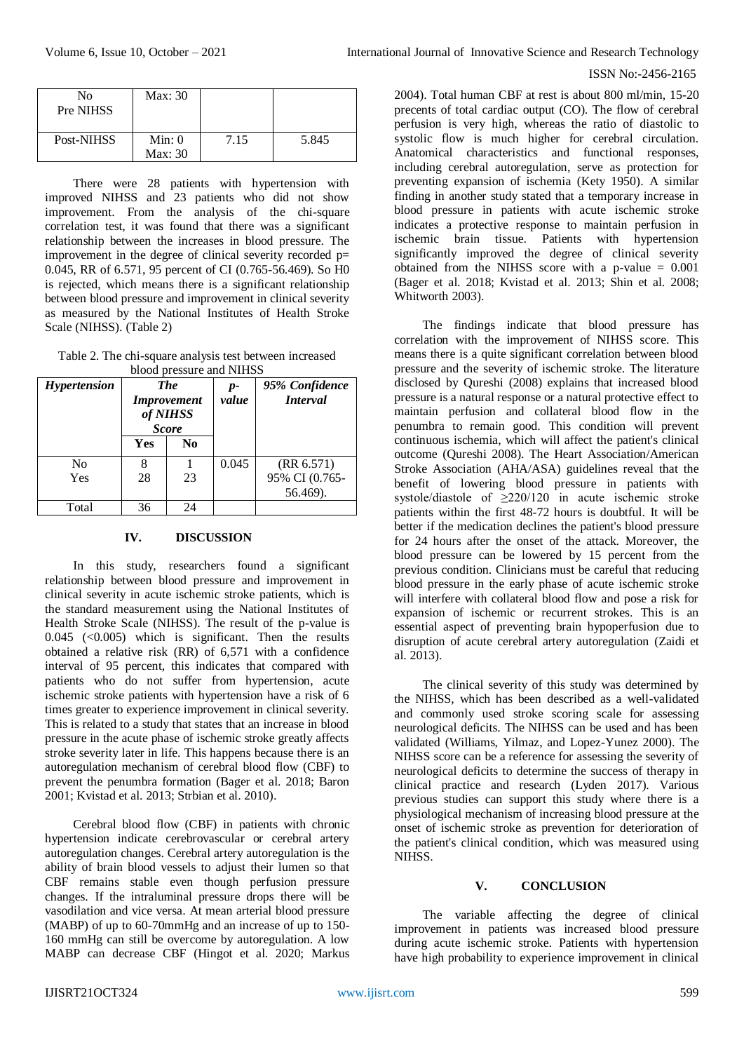| No Pre NIHSS | Max: 30 | | |
|---|---|---|---|
| Post-NIHSS | Min: 0<br>Max: 30 | 7.15 | 5.845 |

There were 28 patients with hypertension with improved NIHSS and 23 patients who did not show improvement. From the analysis of the chi-square correlation test, it was found that there was a significant relationship between the increases in blood pressure. The improvement in the degree of clinical severity recorded p= 0.045, RR of 6.571, 95 percent of CI (0.765-56.469). So H0 is rejected, which means there is a significant relationship between blood pressure and improvement in clinical severity as measured by the National Institutes of Health Stroke Scale (NIHSS). (Table 2)

Table 2. The chi-square analysis test between increased blood pressure and NIHSS

| *Hypertension* | *The Improvement of NIHSS Score* | | *p-value* | *95% Confidence Interval* |
|---|---|---|---|---|
| | **Yes** | **No** | | |
| No<br>Yes | 8<br>28 | 1<br>23 | 0.045 | (RR 6.571)<br>95% CI (0.765-56.469). |
| Total | 36 | 24 | | |

## IV. DISCUSSION

In this study, researchers found a significant relationship between blood pressure and improvement in clinical severity in acute ischemic stroke patients, which is the standard measurement using the National Institutes of Health Stroke Scale (NIHSS). The result of the p-value is 0.045 (<0.005) which is significant. Then the results obtained a relative risk (RR) of 6,571 with a confidence interval of 95 percent, this indicates that compared with patients who do not suffer from hypertension, acute ischemic stroke patients with hypertension have a risk of 6 times greater to experience improvement in clinical severity. This is related to a study that states that an increase in blood pressure in the acute phase of ischemic stroke greatly affects stroke severity later in life. This happens because there is an autoregulation mechanism of cerebral blood flow (CBF) to prevent the penumbra formation (Bager et al. 2018; Baron 2001; Kvistad et al. 2013; Strbian et al. 2010).

Cerebral blood flow (CBF) in patients with chronic hypertension indicate cerebrovascular or cerebral artery autoregulation changes. Cerebral artery autoregulation is the ability of brain blood vessels to adjust their lumen so that CBF remains stable even though perfusion pressure changes. If the intraluminal pressure drops there will be vasodilation and vice versa. At mean arterial blood pressure (MABP) of up to 60-70mmHg and an increase of up to 150-160 mmHg can still be overcome by autoregulation. A low MABP can decrease CBF (Hingot et al. 2020; Markus 2004). Total human CBF at rest is about 800 ml/min, 15-20 precents of total cardiac output (CO). The flow of cerebral perfusion is very high, whereas the ratio of diastolic to systolic flow is much higher for cerebral circulation. Anatomical characteristics and functional responses, including cerebral autoregulation, serve as protection for preventing expansion of ischemia (Kety 1950). A similar finding in another study stated that a temporary increase in blood pressure in patients with acute ischemic stroke indicates a protective response to maintain perfusion in ischemic brain tissue. Patients with hypertension significantly improved the degree of clinical severity obtained from the NIHSS score with a p-value = 0.001 (Bager et al. 2018; Kvistad et al. 2013; Shin et al. 2008; Whitworth 2003).

The findings indicate that blood pressure has correlation with the improvement of NIHSS score. This means there is a quite significant correlation between blood pressure and the severity of ischemic stroke. The literature disclosed by Qureshi (2008) explains that increased blood pressure is a natural response or a natural protective effect to maintain perfusion and collateral blood flow in the penumbra to remain good. This condition will prevent continuous ischemia, which will affect the patient's clinical outcome (Qureshi 2008). The Heart Association/American Stroke Association (AHA/ASA) guidelines reveal that the benefit of lowering blood pressure in patients with systole/diastole of ≥220/120 in acute ischemic stroke patients within the first 48-72 hours is doubtful. It will be better if the medication declines the patient's blood pressure for 24 hours after the onset of the attack. Moreover, the blood pressure can be lowered by 15 percent from the previous condition. Clinicians must be careful that reducing blood pressure in the early phase of acute ischemic stroke will interfere with collateral blood flow and pose a risk for expansion of ischemic or recurrent strokes. This is an essential aspect of preventing brain hypoperfusion due to disruption of acute cerebral artery autoregulation (Zaidi et al. 2013).

The clinical severity of this study was determined by the NIHSS, which has been described as a well-validated and commonly used stroke scoring scale for assessing neurological deficits. The NIHSS can be used and has been validated (Williams, Yilmaz, and Lopez-Yunez 2000). The NIHSS score can be a reference for assessing the severity of neurological deficits to determine the success of therapy in clinical practice and research (Lyden 2017). Various previous studies can support this study where there is a physiological mechanism of increasing blood pressure at the onset of ischemic stroke as prevention for deterioration of the patient's clinical condition, which was measured using NIHSS.

## V. CONCLUSION

The variable affecting the degree of clinical improvement in patients was increased blood pressure during acute ischemic stroke. Patients with hypertension have high probability to experience improvement in clinical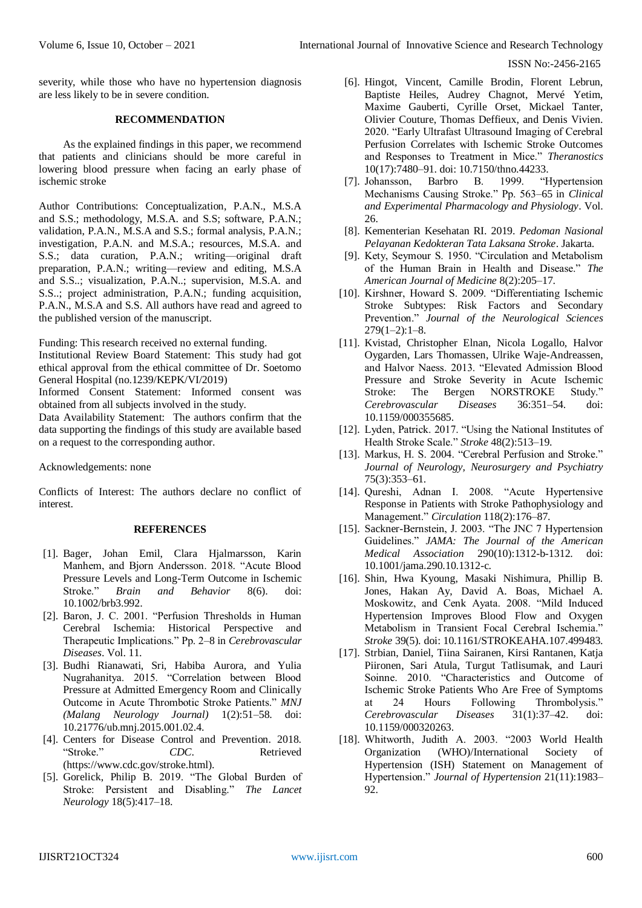severity, while those who have no hypertension diagnosis are less likely to be in severe condition.

## RECOMMENDATION

As the explained findings in this paper, we recommend that patients and clinicians should be more careful in lowering blood pressure when facing an early phase of ischemic stroke

Author Contributions: Conceptualization, P.A.N., M.S.A and S.S.; methodology, M.S.A. and S.S; software, P.A.N.; validation, P.A.N., M.S.A and S.S.; formal analysis, P.A.N.; investigation, P.A.N. and M.S.A.; resources, M.S.A. and S.S.; data curation, P.A.N.; writing—original draft preparation, P.A.N.; writing—review and editing, M.S.A and S.S..; visualization, P.A.N..; supervision, M.S.A. and S.S..; project administration, P.A.N.; funding acquisition, P.A.N., M.S.A and S.S. All authors have read and agreed to the published version of the manuscript.

Funding: This research received no external funding.
Institutional Review Board Statement: This study had got ethical approval from the ethical committee of Dr. Soetomo General Hospital (no.1239/KEPK/VI/2019)
Informed Consent Statement: Informed consent was obtained from all subjects involved in the study.
Data Availability Statement: The authors confirm that the data supporting the findings of this study are available based on a request to the corresponding author.

Acknowledgements: none

Conflicts of Interest: The authors declare no conflict of interest.

## REFERENCES

[1]. Bager, Johan Emil, Clara Hjalmarsson, Karin Manhem, and Bjorn Andersson. 2018. "Acute Blood Pressure Levels and Long-Term Outcome in Ischemic Stroke." *Brain and Behavior* 8(6). doi: 10.1002/brb3.992.

[2]. Baron, J. C. 2001. "Perfusion Thresholds in Human Cerebral Ischemia: Historical Perspective and Therapeutic Implications." Pp. 2–8 in *Cerebrovascular Diseases*. Vol. 11.

[3]. Budhi Rianawati, Sri, Habiba Aurora, and Yulia Nugrahanitya. 2015. "Correlation between Blood Pressure at Admitted Emergency Room and Clinically Outcome in Acute Thrombotic Stroke Patients." *MNJ (Malang Neurology Journal)* 1(2):51–58. doi: 10.21776/ub.mnj.2015.001.02.4.

[4]. Centers for Disease Control and Prevention. 2018. "Stroke." *CDC*. Retrieved (https://www.cdc.gov/stroke.html).

[5]. Gorelick, Philip B. 2019. "The Global Burden of Stroke: Persistent and Disabling." *The Lancet Neurology* 18(5):417–18.

[6]. Hingot, Vincent, Camille Brodin, Florent Lebrun, Baptiste Heiles, Audrey Chagnot, Mervé Yetim, Maxime Gauberti, Cyrille Orset, Mickael Tanter, Olivier Couture, Thomas Deffieux, and Denis Vivien. 2020. "Early Ultrafast Ultrasound Imaging of Cerebral Perfusion Correlates with Ischemic Stroke Outcomes and Responses to Treatment in Mice." *Theranostics* 10(17):7480–91. doi: 10.7150/thno.44233.

[7]. Johansson, Barbro B. 1999. "Hypertension Mechanisms Causing Stroke." Pp. 563–65 in *Clinical and Experimental Pharmacology and Physiology*. Vol. 26.

[8]. Kementerian Kesehatan RI. 2019. *Pedoman Nasional Pelayanan Kedokteran Tata Laksana Stroke*. Jakarta.

[9]. Kety, Seymour S. 1950. "Circulation and Metabolism of the Human Brain in Health and Disease." *The American Journal of Medicine* 8(2):205–17.

[10]. Kirshner, Howard S. 2009. "Differentiating Ischemic Stroke Subtypes: Risk Factors and Secondary Prevention." *Journal of the Neurological Sciences* 279(1–2):1–8.

[11]. Kvistad, Christopher Elnan, Nicola Logallo, Halvor Oygarden, Lars Thomassen, Ulrike Waje-Andreassen, and Halvor Naess. 2013. "Elevated Admission Blood Pressure and Stroke Severity in Acute Ischemic Stroke: The Bergen NORSTROKE Study." *Cerebrovascular Diseases* 36:351–54. doi: 10.1159/000355685.

[12]. Lyden, Patrick. 2017. "Using the National Institutes of Health Stroke Scale." *Stroke* 48(2):513–19.

[13]. Markus, H. S. 2004. "Cerebral Perfusion and Stroke." *Journal of Neurology, Neurosurgery and Psychiatry* 75(3):353–61.

[14]. Qureshi, Adnan I. 2008. "Acute Hypertensive Response in Patients with Stroke Pathophysiology and Management." *Circulation* 118(2):176–87.

[15]. Sackner-Bernstein, J. 2003. "The JNC 7 Hypertension Guidelines." *JAMA: The Journal of the American Medical Association* 290(10):1312-b-1312. doi: 10.1001/jama.290.10.1312-c.

[16]. Shin, Hwa Kyoung, Masaki Nishimura, Phillip B. Jones, Hakan Ay, David A. Boas, Michael A. Moskowitz, and Cenk Ayata. 2008. "Mild Induced Hypertension Improves Blood Flow and Oxygen Metabolism in Transient Focal Cerebral Ischemia." *Stroke* 39(5). doi: 10.1161/STROKEAHA.107.499483.

[17]. Strbian, Daniel, Tiina Sairanen, Kirsi Rantanen, Katja Piironen, Sari Atula, Turgut Tatlisumak, and Lauri Soinne. 2010. "Characteristics and Outcome of Ischemic Stroke Patients Who Are Free of Symptoms at 24 Hours Following Thrombolysis." *Cerebrovascular Diseases* 31(1):37–42. doi: 10.1159/000320263.

[18]. Whitworth, Judith A. 2003. "2003 World Health Organization (WHO)/International Society of Hypertension (ISH) Statement on Management of Hypertension." *Journal of Hypertension* 21(11):1983–92.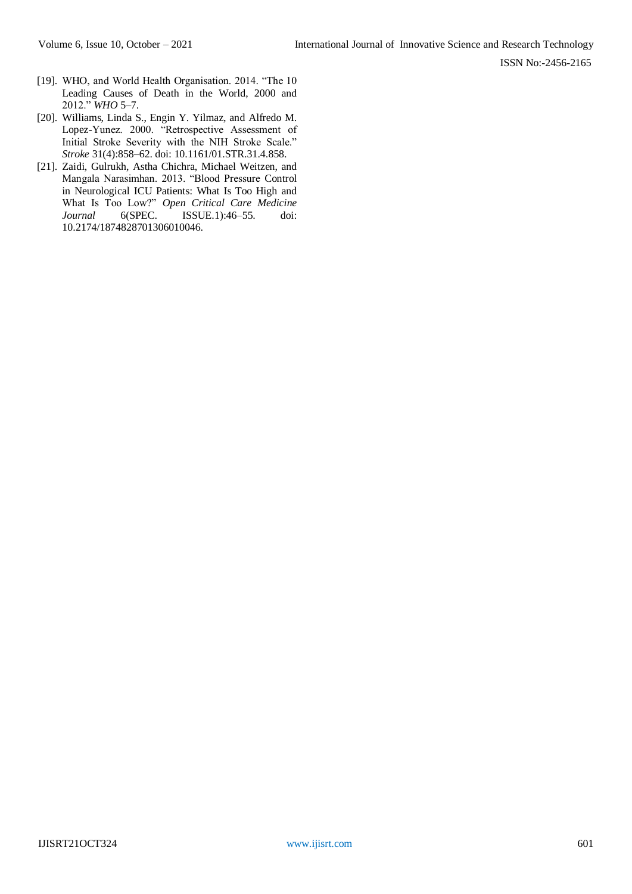[19]. WHO, and World Health Organisation. 2014. “The 10 Leading Causes of Death in the World, 2000 and 2012.” *WHO* 5–7.

[20]. Williams, Linda S., Engin Y. Yilmaz, and Alfredo M. Lopez-Yunez. 2000. “Retrospective Assessment of Initial Stroke Severity with the NIH Stroke Scale.” *Stroke* 31(4):858–62. doi: 10.1161/01.STR.31.4.858.

[21]. Zaidi, Gulrukh, Astha Chichra, Michael Weitzen, and Mangala Narasimhan. 2013. “Blood Pressure Control in Neurological ICU Patients: What Is Too High and What Is Too Low?” *Open Critical Care Medicine Journal* 6(SPEC. ISSUE.1):46–55. doi: 10.2174/1874828701306010046.